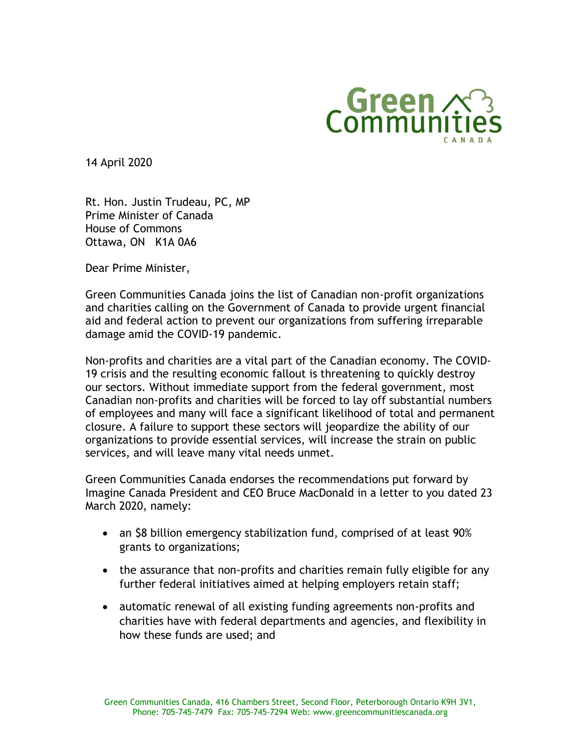Green Communities CANADA

14 April 2020

Rt. Hon. Justin Trudeau, PC, MP
Prime Minister of Canada
House of Commons
Ottawa, ON K1A 0A6

Dear Prime Minister,

Green Communities Canada joins the list of Canadian non-profit organizations and charities calling on the Government of Canada to provide urgent financial aid and federal action to prevent our organizations from suffering irreparable damage amid the COVID-19 pandemic.

Non-profits and charities are a vital part of the Canadian economy. The COVID-19 crisis and the resulting economic fallout is threatening to quickly destroy our sectors. Without immediate support from the federal government, most Canadian non-profits and charities will be forced to lay off substantial numbers of employees and many will face a significant likelihood of total and permanent closure. A failure to support these sectors will jeopardize the ability of our organizations to provide essential services, will increase the strain on public services, and will leave many vital needs unmet.

Green Communities Canada endorses the recommendations put forward by Imagine Canada President and CEO Bruce MacDonald in a letter to you dated 23 March 2020, namely:

- an $8 billion emergency stabilization fund, comprised of at least 90% grants to organizations;
- the assurance that non-profits and charities remain fully eligible for any further federal initiatives aimed at helping employers retain staff;
- automatic renewal of all existing funding agreements non-profits and charities have with federal departments and agencies, and flexibility in how these funds are used; and

Green Communities Canada, 416 Chambers Street, Second Floor, Peterborough Ontario K9H 3V1, Phone: 705-745-7479 Fax: 705-745-7294 Web: www.greencommunitiescanada.org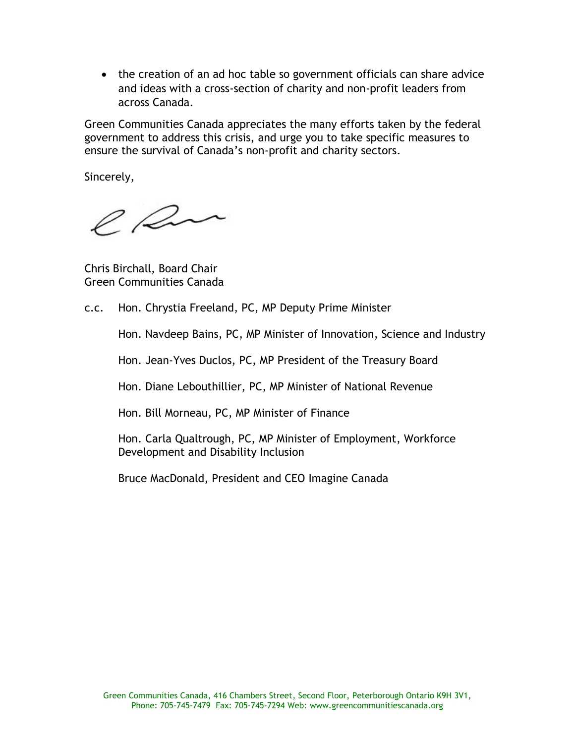- the creation of an ad hoc table so government officials can share advice and ideas with a cross-section of charity and non-profit leaders from across Canada.

Green Communities Canada appreciates the many efforts taken by the federal government to address this crisis, and urge you to take specific measures to ensure the survival of Canada's non-profit and charity sectors.

Sincerely,

Chris Birchall, Board Chair
Green Communities Canada

c.c. Hon. Chrystia Freeland, PC, MP Deputy Prime Minister

Hon. Navdeep Bains, PC, MP Minister of Innovation, Science and Industry

Hon. Jean-Yves Duclos, PC, MP President of the Treasury Board

Hon. Diane Lebouthillier, PC, MP Minister of National Revenue

Hon. Bill Morneau, PC, MP Minister of Finance

Hon. Carla Qualtrough, PC, MP Minister of Employment, Workforce Development and Disability Inclusion

Bruce MacDonald, President and CEO Imagine Canada

Green Communities Canada, 416 Chambers Street, Second Floor, Peterborough Ontario K9H 3V1,
Phone: 705-745-7479 Fax: 705-745-7294 Web: www.greencommunitiescanada.org